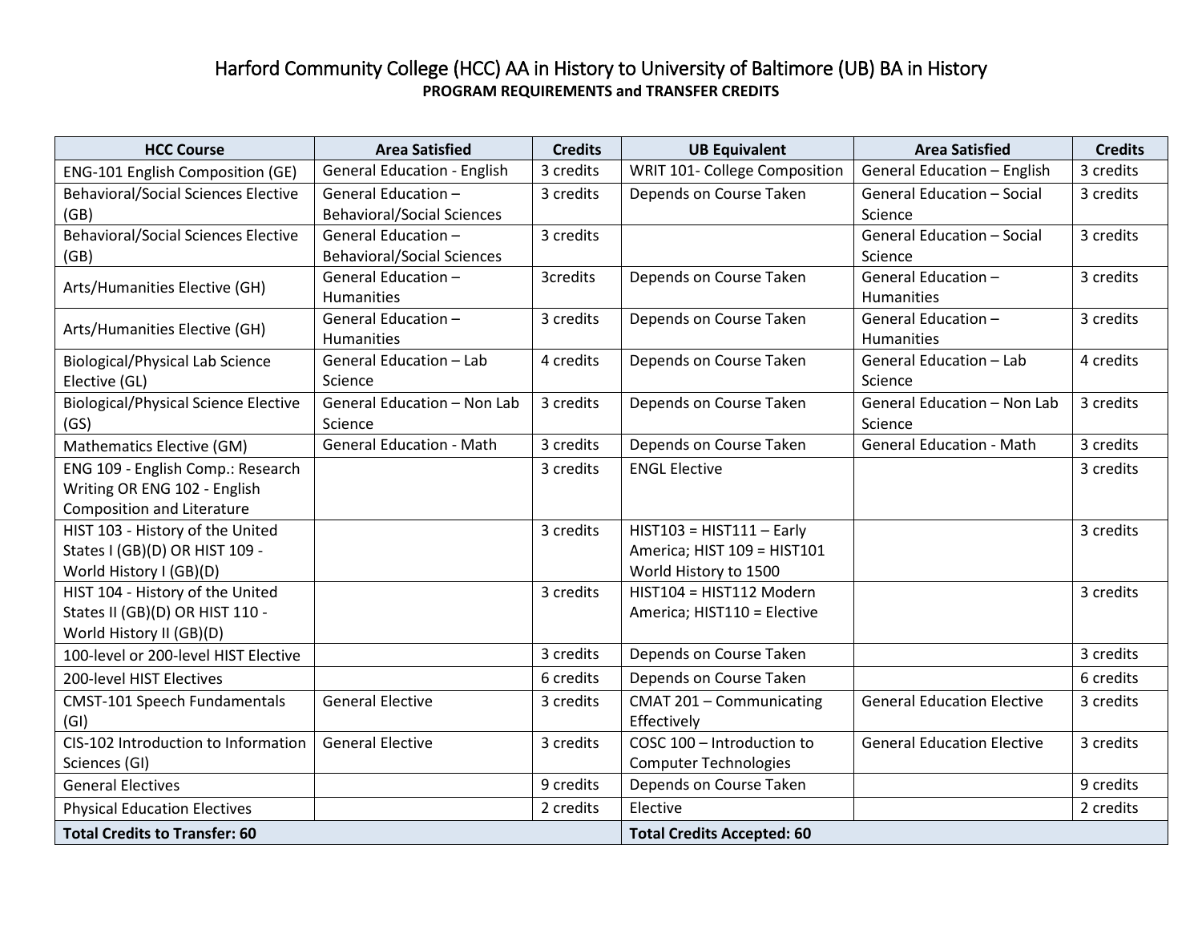# Harford Community College (HCC) AA in History to University of Baltimore (UB) BA in History

**PROGRAM REQUIREMENTS and TRANSFER CREDITS**

| HCC Course | Area Satisfied | Credits | UB Equivalent | Area Satisfied | Credits |
|---|---|---|---|---|---|
| ENG-101 English Composition (GE) | General Education - English | 3 credits | WRIT 101- College Composition | General Education – English | 3 credits |
| Behavioral/Social Sciences Elective (GB) | General Education – Behavioral/Social Sciences | 3 credits | Depends on Course Taken | General Education – Social Science | 3 credits |
| Behavioral/Social Sciences Elective (GB) | General Education – Behavioral/Social Sciences | 3 credits | | General Education – Social Science | 3 credits |
| Arts/Humanities Elective (GH) | General Education – Humanities | 3credits | Depends on Course Taken | General Education – Humanities | 3 credits |
| Arts/Humanities Elective (GH) | General Education – Humanities | 3 credits | Depends on Course Taken | General Education – Humanities | 3 credits |
| Biological/Physical Lab Science Elective (GL) | General Education – Lab Science | 4 credits | Depends on Course Taken | General Education – Lab Science | 4 credits |
| Biological/Physical Science Elective (GS) | General Education – Non Lab Science | 3 credits | Depends on Course Taken | General Education – Non Lab Science | 3 credits |
| Mathematics Elective (GM) | General Education - Math | 3 credits | Depends on Course Taken | General Education - Math | 3 credits |
| ENG 109 - English Comp.: Research Writing OR ENG 102 - English Composition and Literature | | 3 credits | ENGL Elective | | 3 credits |
| HIST 103 - History of the United States I (GB)(D) OR HIST 109 - World History I (GB)(D) | | 3 credits | HIST103 = HIST111 – Early America; HIST 109 = HIST101 World History to 1500 | | 3 credits |
| HIST 104 - History of the United States II (GB)(D) OR HIST 110 - World History II (GB)(D) | | 3 credits | HIST104 = HIST112 Modern America; HIST110 = Elective | | 3 credits |
| 100-level or 200-level HIST Elective | | 3 credits | Depends on Course Taken | | 3 credits |
| 200-level HIST Electives | | 6 credits | Depends on Course Taken | | 6 credits |
| CMST-101 Speech Fundamentals (GI) | General Elective | 3 credits | CMAT 201 – Communicating Effectively | General Education Elective | 3 credits |
| CIS-102 Introduction to Information Sciences (GI) | General Elective | 3 credits | COSC 100 – Introduction to Computer Technologies | General Education Elective | 3 credits |
| General Electives | | 9 credits | Depends on Course Taken | | 9 credits |
| Physical Education Electives | | 2 credits | Elective | | 2 credits |
| **Total Credits to Transfer: 60** | | | **Total Credits Accepted: 60** | | |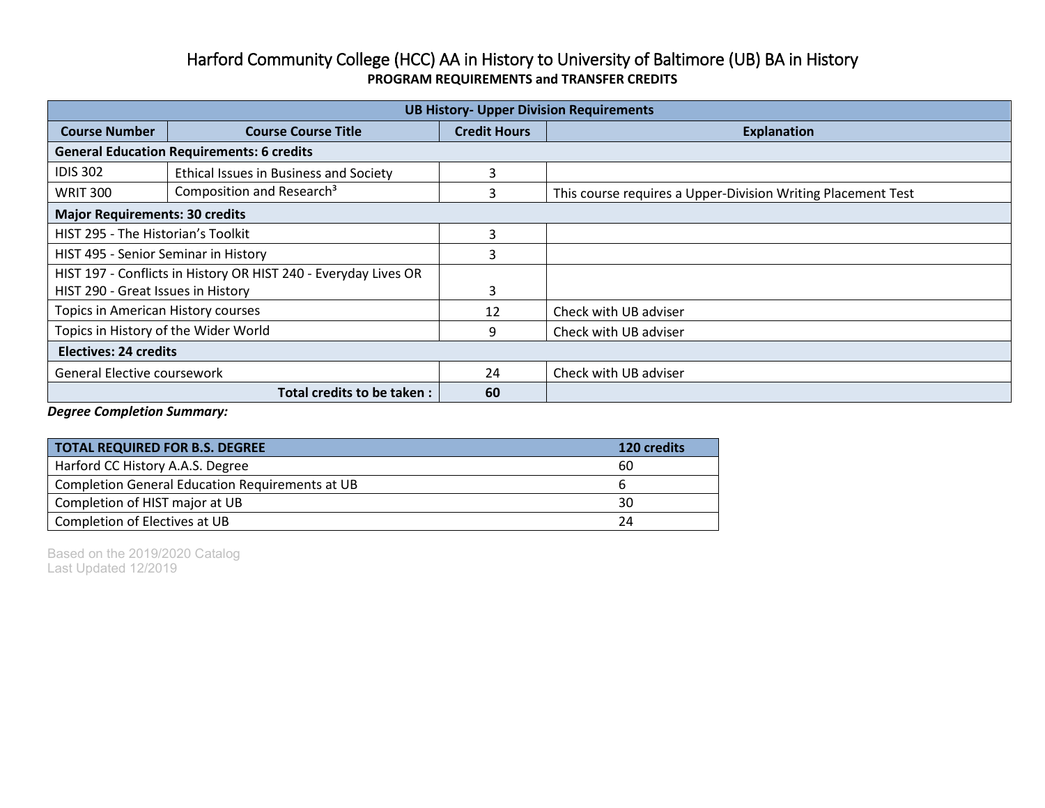# Harford Community College (HCC) AA in History to University of Baltimore (UB) BA in History

**PROGRAM REQUIREMENTS and TRANSFER CREDITS**

| UB History- Upper Division Requirements | | | |
|---|---|---|---|
| **Course Number** | **Course Course Title** | **Credit Hours** | **Explanation** |
| **General Education Requirements: 6 credits** | | | |
| IDIS 302 | Ethical Issues in Business and Society | 3 | |
| WRIT 300 | Composition and Research[3] | 3 | This course requires a Upper-Division Writing Placement Test |
| **Major Requirements: 30 credits** | | | |
| HIST 295 - The Historian's Toolkit | | 3 | |
| HIST 495 - Senior Seminar in History | | 3 | |
| HIST 197 - Conflicts in History OR HIST 240 - Everyday Lives OR HIST 290 - Great Issues in History | | 3 | |
| Topics in American History courses | | 12 | Check with UB adviser |
| Topics in History of the Wider World | | 9 | Check with UB adviser |
| **Electives: 24 credits** | | | |
| General Elective coursework | | 24 | Check with UB adviser |
| | **Total credits to be taken :** | **60** | |

***Degree Completion Summary:***

| **TOTAL REQUIRED FOR B.S. DEGREE** | **120 credits** |
|---|---|
| Harford CC History A.A.S. Degree | 60 |
| Completion General Education Requirements at UB | 6 |
| Completion of HIST major at UB | 30 |
| Completion of Electives at UB | 24 |

Based on the 2019/2020 Catalog
Last Updated 12/2019